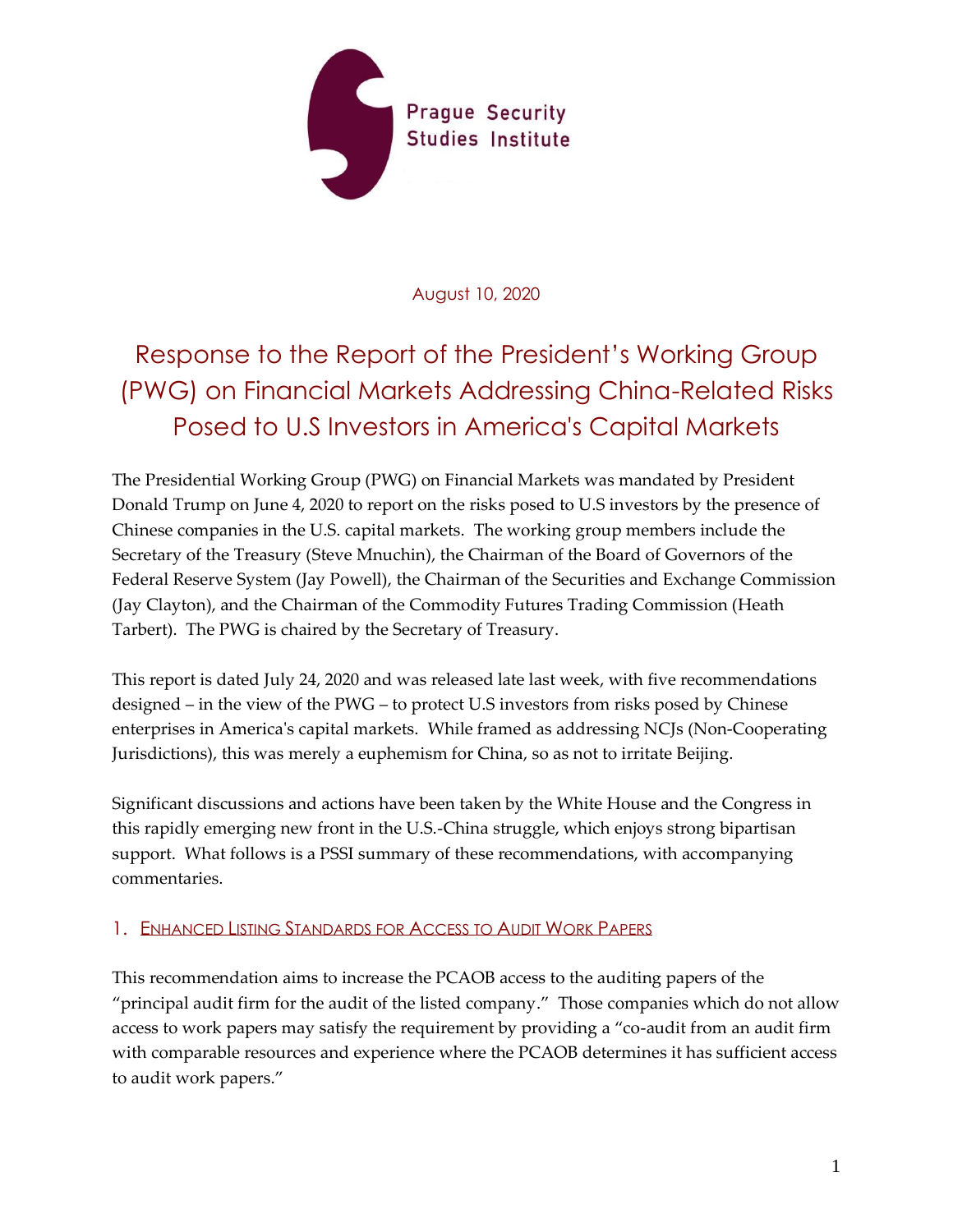Prague Security Studies Institute

August 10, 2020

# Response to the Report of the President's Working Group (PWG) on Financial Markets Addressing China-Related Risks Posed to U.S Investors in America's Capital Markets

The Presidential Working Group (PWG) on Financial Markets was mandated by President Donald Trump on June 4, 2020 to report on the risks posed to U.S investors by the presence of Chinese companies in the U.S. capital markets. The working group members include the Secretary of the Treasury (Steve Mnuchin), the Chairman of the Board of Governors of the Federal Reserve System (Jay Powell), the Chairman of the Securities and Exchange Commission (Jay Clayton), and the Chairman of the Commodity Futures Trading Commission (Heath Tarbert). The PWG is chaired by the Secretary of Treasury.

This report is dated July 24, 2020 and was released late last week, with five recommendations designed – in the view of the PWG – to protect U.S investors from risks posed by Chinese enterprises in America's capital markets. While framed as addressing NCJs (Non-Cooperating Jurisdictions), this was merely a euphemism for China, so as not to irritate Beijing.

Significant discussions and actions have been taken by the White House and the Congress in this rapidly emerging new front in the U.S.-China struggle, which enjoys strong bipartisan support. What follows is a PSSI summary of these recommendations, with accompanying commentaries.

## 1. Enhanced Listing Standards for Access to Audit Work Papers

This recommendation aims to increase the PCAOB access to the auditing papers of the "principal audit firm for the audit of the listed company." Those companies which do not allow access to work papers may satisfy the requirement by providing a "co-audit from an audit firm with comparable resources and experience where the PCAOB determines it has sufficient access to audit work papers."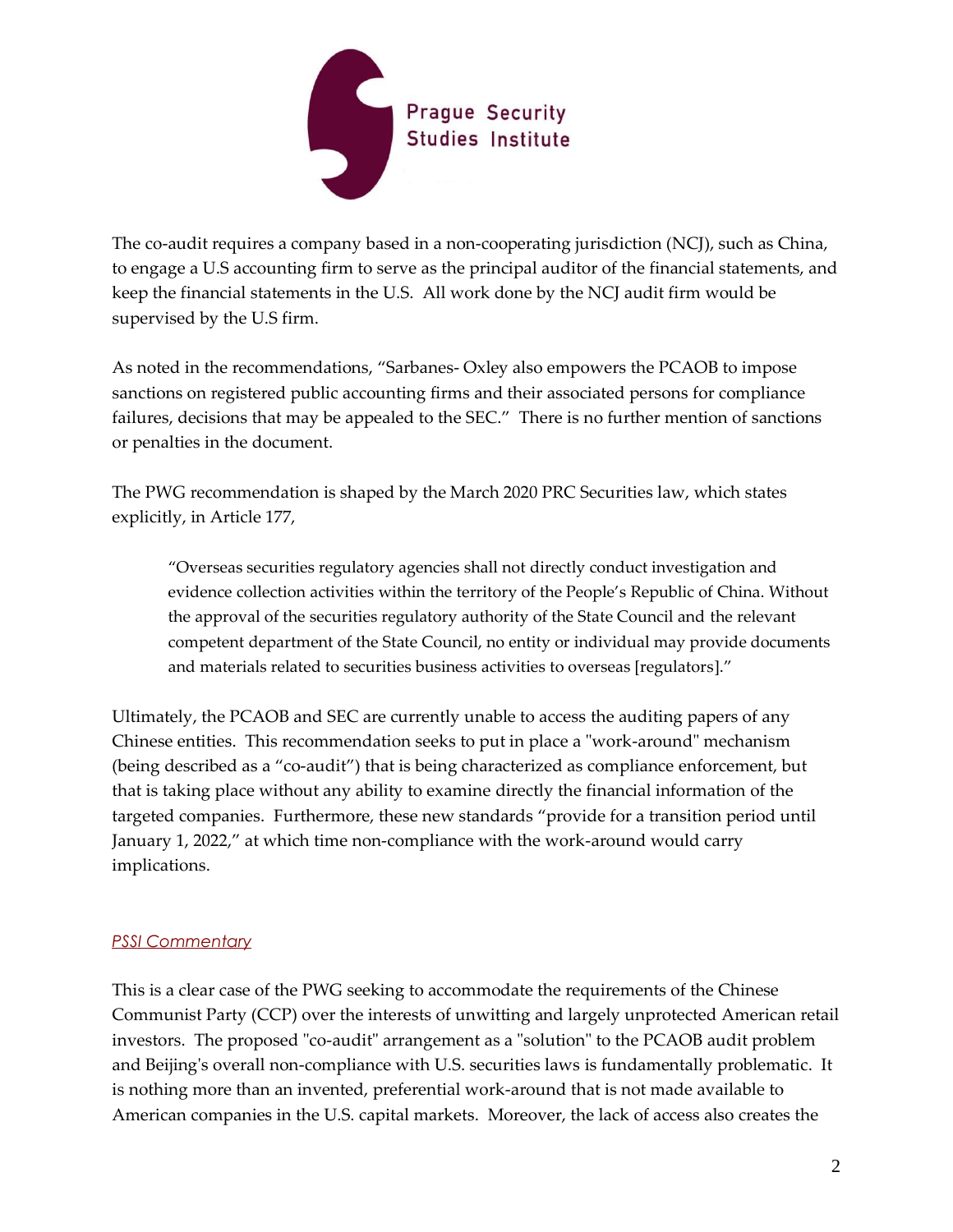The co-audit requires a company based in a non-cooperating jurisdiction (NCJ), such as China, to engage a U.S accounting firm to serve as the principal auditor of the financial statements, and keep the financial statements in the U.S. All work done by the NCJ audit firm would be supervised by the U.S firm.

As noted in the recommendations, "Sarbanes- Oxley also empowers the PCAOB to impose sanctions on registered public accounting firms and their associated persons for compliance failures, decisions that may be appealed to the SEC." There is no further mention of sanctions or penalties in the document.

The PWG recommendation is shaped by the March 2020 PRC Securities law, which states explicitly, in Article 177,

> "Overseas securities regulatory agencies shall not directly conduct investigation and evidence collection activities within the territory of the People's Republic of China. Without the approval of the securities regulatory authority of the State Council and the relevant competent department of the State Council, no entity or individual may provide documents and materials related to securities business activities to overseas [regulators]."

Ultimately, the PCAOB and SEC are currently unable to access the auditing papers of any Chinese entities. This recommendation seeks to put in place a "work-around" mechanism (being described as a "co-audit") that is being characterized as compliance enforcement, but that is taking place without any ability to examine directly the financial information of the targeted companies. Furthermore, these new standards "provide for a transition period until January 1, 2022," at which time non-compliance with the work-around would carry implications.

### *PSSI Commentary*

This is a clear case of the PWG seeking to accommodate the requirements of the Chinese Communist Party (CCP) over the interests of unwitting and largely unprotected American retail investors. The proposed "co-audit" arrangement as a "solution" to the PCAOB audit problem and Beijing's overall non-compliance with U.S. securities laws is fundamentally problematic. It is nothing more than an invented, preferential work-around that is not made available to American companies in the U.S. capital markets. Moreover, the lack of access also creates the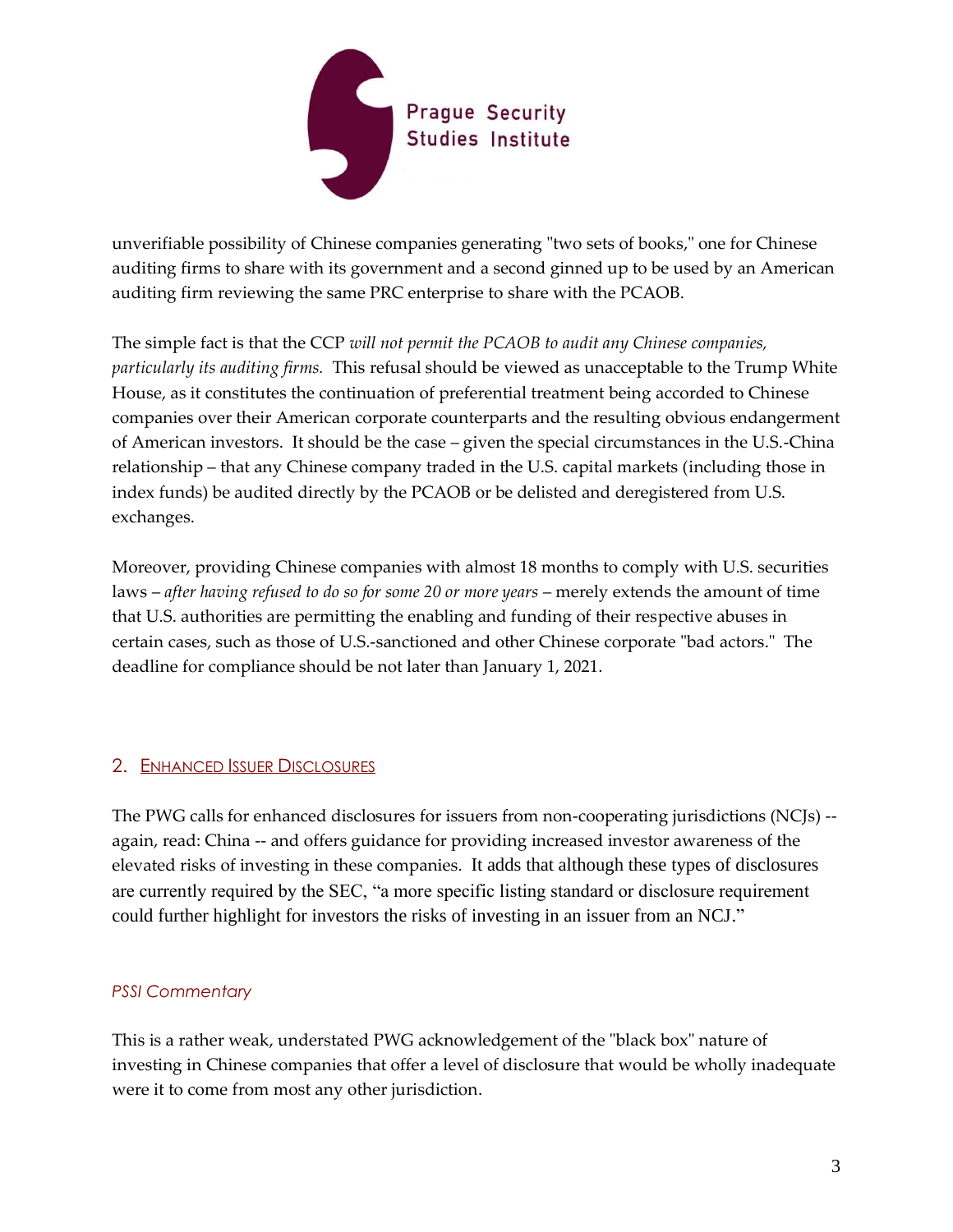unverifiable possibility of Chinese companies generating "two sets of books," one for Chinese auditing firms to share with its government and a second ginned up to be used by an American auditing firm reviewing the same PRC enterprise to share with the PCAOB.

The simple fact is that the CCP *will not permit the PCAOB to audit any Chinese companies, particularly its auditing firms.* This refusal should be viewed as unacceptable to the Trump White House, as it constitutes the continuation of preferential treatment being accorded to Chinese companies over their American corporate counterparts and the resulting obvious endangerment of American investors. It should be the case – given the special circumstances in the U.S.-China relationship – that any Chinese company traded in the U.S. capital markets (including those in index funds) be audited directly by the PCAOB or be delisted and deregistered from U.S. exchanges.

Moreover, providing Chinese companies with almost 18 months to comply with U.S. securities laws – *after having refused to do so for some 20 or more years* – merely extends the amount of time that U.S. authorities are permitting the enabling and funding of their respective abuses in certain cases, such as those of U.S.-sanctioned and other Chinese corporate "bad actors." The deadline for compliance should be not later than January 1, 2021.

## 2. Enhanced Issuer Disclosures

The PWG calls for enhanced disclosures for issuers from non-cooperating jurisdictions (NCJs) -- again, read: China -- and offers guidance for providing increased investor awareness of the elevated risks of investing in these companies. It adds that although these types of disclosures are currently required by the SEC, "a more specific listing standard or disclosure requirement could further highlight for investors the risks of investing in an issuer from an NCJ."

### *PSSI Commentary*

This is a rather weak, understated PWG acknowledgement of the "black box" nature of investing in Chinese companies that offer a level of disclosure that would be wholly inadequate were it to come from most any other jurisdiction.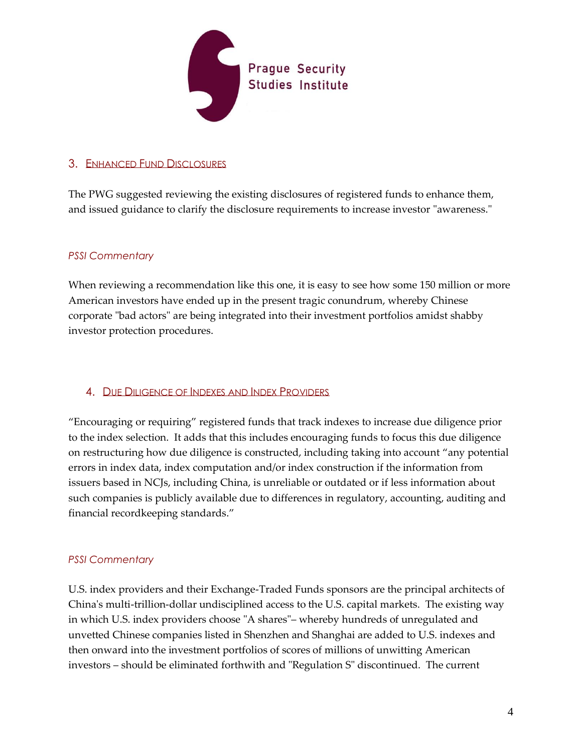## 3. Enhanced Fund Disclosures

The PWG suggested reviewing the existing disclosures of registered funds to enhance them, and issued guidance to clarify the disclosure requirements to increase investor "awareness."

*PSSI Commentary*

When reviewing a recommendation like this one, it is easy to see how some 150 million or more American investors have ended up in the present tragic conundrum, whereby Chinese corporate "bad actors" are being integrated into their investment portfolios amidst shabby investor protection procedures.

## 4. Due Diligence of Indexes and Index Providers

“Encouraging or requiring” registered funds that track indexes to increase due diligence prior to the index selection. It adds that this includes encouraging funds to focus this due diligence on restructuring how due diligence is constructed, including taking into account “any potential errors in index data, index computation and/or index construction if the information from issuers based in NCJs, including China, is unreliable or outdated or if less information about such companies is publicly available due to differences in regulatory, accounting, auditing and financial recordkeeping standards.”

*PSSI Commentary*

U.S. index providers and their Exchange-Traded Funds sponsors are the principal architects of China's multi-trillion-dollar undisciplined access to the U.S. capital markets. The existing way in which U.S. index providers choose "A shares"– whereby hundreds of unregulated and unvetted Chinese companies listed in Shenzhen and Shanghai are added to U.S. indexes and then onward into the investment portfolios of scores of millions of unwitting American investors – should be eliminated forthwith and "Regulation S" discontinued. The current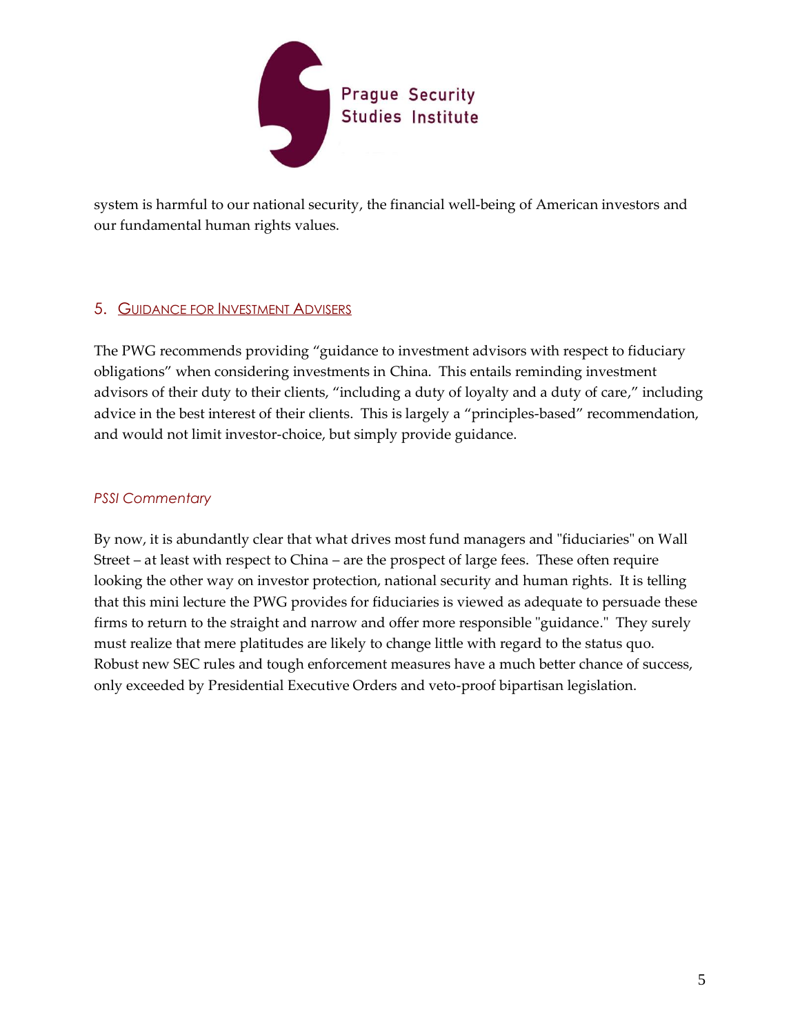system is harmful to our national security, the financial well-being of American investors and our fundamental human rights values.

## 5. Guidance for Investment Advisers

The PWG recommends providing "guidance to investment advisors with respect to fiduciary obligations" when considering investments in China. This entails reminding investment advisors of their duty to their clients, "including a duty of loyalty and a duty of care," including advice in the best interest of their clients. This is largely a "principles-based" recommendation, and would not limit investor-choice, but simply provide guidance.

### *PSSI Commentary*

By now, it is abundantly clear that what drives most fund managers and "fiduciaries" on Wall Street – at least with respect to China – are the prospect of large fees. These often require looking the other way on investor protection, national security and human rights. It is telling that this mini lecture the PWG provides for fiduciaries is viewed as adequate to persuade these firms to return to the straight and narrow and offer more responsible "guidance." They surely must realize that mere platitudes are likely to change little with regard to the status quo. Robust new SEC rules and tough enforcement measures have a much better chance of success, only exceeded by Presidential Executive Orders and veto-proof bipartisan legislation.